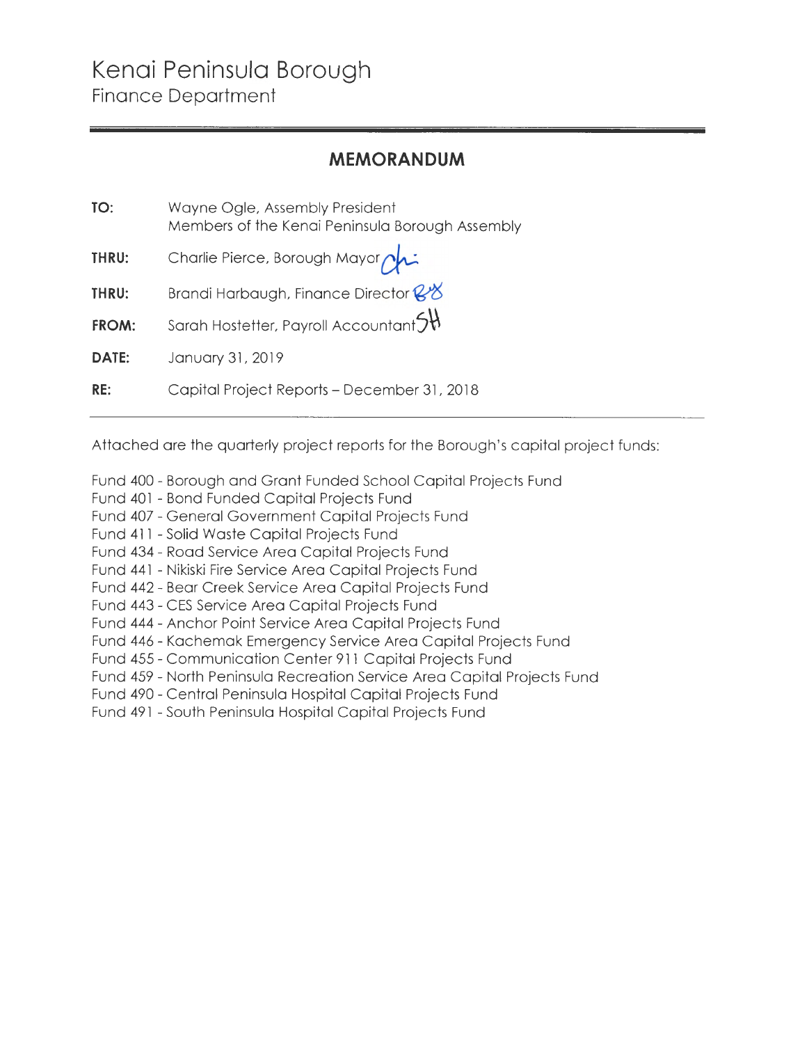# Kenai Peninsula Borough

## Finance Department

---

## MEMORANDUM

**TO:** Wayne Ogle, Assembly President
Members of the Kenai Peninsula Borough Assembly

**THRU:** Charlie Pierce, Borough Mayor

**THRU:** Brandi Harbaugh, Finance Director

**FROM:** Sarah Hostetter, Payroll Accountant

**DATE:** January 31, 2019

**RE:** Capital Project Reports – December 31, 2018

---

Attached are the quarterly project reports for the Borough's capital project funds:

Fund 400 - Borough and Grant Funded School Capital Projects Fund
Fund 401 - Bond Funded Capital Projects Fund
Fund 407 - General Government Capital Projects Fund
Fund 411 - Solid Waste Capital Projects Fund
Fund 434 - Road Service Area Capital Projects Fund
Fund 441 - Nikiski Fire Service Area Capital Projects Fund
Fund 442 - Bear Creek Service Area Capital Projects Fund
Fund 443 - CES Service Area Capital Projects Fund
Fund 444 - Anchor Point Service Area Capital Projects Fund
Fund 446 - Kachemak Emergency Service Area Capital Projects Fund
Fund 455 - Communication Center 911 Capital Projects Fund
Fund 459 - North Peninsula Recreation Service Area Capital Projects Fund
Fund 490 - Central Peninsula Hospital Capital Projects Fund
Fund 491 - South Peninsula Hospital Capital Projects Fund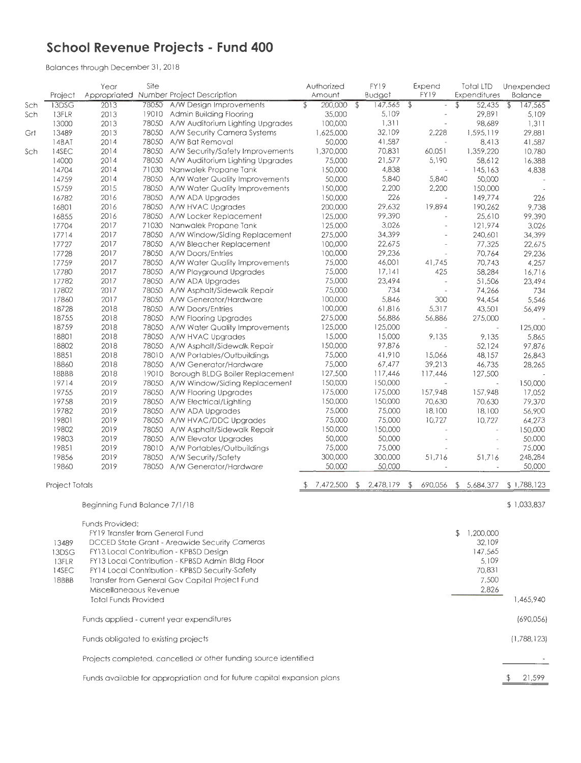# School Revenue Projects - Fund 400

Balances through December 31, 2018

| | Project | Year Appropriated | Site Number | Project Description | Authorized Amount | FY19 Budget | Expend FY19 | Total LTD Expenditures | Unexpended Balance |
|---|---|---|---|---|---|---|---|---|---|
| Sch | 13DSG | 2013 | 78050 | A/W Design Improvements | $ 200,000 | $ 147,565 | $ - | $ 52,435 | $ 147,565 |
| Sch | 13FLR | 2013 | 19010 | Admin Building Flooring | 35,000 | 5,109 | - | 29,891 | 5,109 |
| | 13000 | 2013 | 78050 | A/W Auditorium Lighting Upgrades | 100,000 | 1,311 | - | 98,689 | 1,311 |
| Grt | 13489 | 2013 | 78050 | A/W Security Camera Systems | 1,625,000 | 32,109 | 2,228 | 1,595,119 | 29,881 |
| | 14BAT | 2014 | 78050 | A/W Bat Removal | 50,000 | 41,587 | - | 8,413 | 41,587 |
| Sch | 14SEC | 2014 | 78050 | A/W Security/Safety Improvements | 1,370,000 | 70,831 | 60,051 | 1,359,220 | 10,780 |
| | 14000 | 2014 | 78050 | A/W Auditorium Lighting Upgrades | 75,000 | 21,577 | 5,190 | 58,612 | 16,388 |
| | 14704 | 2014 | 71030 | Nanwalek Propane Tank | 150,000 | 4,838 | - | 145,163 | 4,838 |
| | 14759 | 2014 | 78050 | A/W Water Quality Improvements | 50,000 | 5,840 | 5,840 | 50,000 | - |
| | 15759 | 2015 | 78050 | A/W Water Quality Improvements | 150,000 | 2,200 | 2,200 | 150,000 | - |
| | 16782 | 2016 | 78050 | A/W ADA Upgrades | 150,000 | 226 | - | 149,774 | 226 |
| | 16801 | 2016 | 78050 | A/W HVAC Upgrades | 200,000 | 29,632 | 19,894 | 190,262 | 9,738 |
| | 16855 | 2016 | 78050 | A/W Locker Replacement | 125,000 | 99,390 | - | 25,610 | 99,390 |
| | 17704 | 2017 | 71030 | Nanwalek Propane Tank | 125,000 | 3,026 | - | 121,974 | 3,026 |
| | 17714 | 2017 | 78050 | A/W Window/Siding Replacement | 275,000 | 34,399 | - | 240,601 | 34,399 |
| | 17727 | 2017 | 78050 | A/W Bleacher Replacement | 100,000 | 22,675 | - | 77,325 | 22,675 |
| | 17728 | 2017 | 78050 | A/W Doors/Entries | 100,000 | 29,236 | - | 70,764 | 29,236 |
| | 17759 | 2017 | 78050 | A/W Water Quality Improvements | 75,000 | 46,001 | 41,745 | 70,743 | 4,257 |
| | 17780 | 2017 | 78050 | A/W Playground Upgrades | 75,000 | 17,141 | 425 | 58,284 | 16,716 |
| | 17782 | 2017 | 78050 | A/W ADA Upgrades | 75,000 | 23,494 | - | 51,506 | 23,494 |
| | 17802 | 2017 | 78050 | A/W Asphalt/Sidewalk Repair | 75,000 | 734 | - | 74,266 | 734 |
| | 17860 | 2017 | 78050 | A/W Generator/Hardware | 100,000 | 5,846 | 300 | 94,454 | 5,546 |
| | 18728 | 2018 | 78050 | A/W Doors/Entries | 100,000 | 61,816 | 5,317 | 43,501 | 56,499 |
| | 18755 | 2018 | 78050 | A/W Flooring Upgrades | 275,000 | 56,886 | 56,886 | 275,000 | - |
| | 18759 | 2018 | 78050 | A/W Water Quality Improvements | 125,000 | 125,000 | - | - | 125,000 |
| | 18801 | 2018 | 78050 | A/W HVAC Upgrades | 15,000 | 15,000 | 9,135 | 9,135 | 5,865 |
| | 18802 | 2018 | 78050 | A/W Asphalt/Sidewalk Repair | 150,000 | 97,876 | - | 52,124 | 97,876 |
| | 18851 | 2018 | 78010 | A/W Portables/Outbuildings | 75,000 | 41,910 | 15,066 | 48,157 | 26,843 |
| | 18860 | 2018 | 78050 | A/W Generator/Hardware | 75,000 | 67,477 | 39,213 | 46,735 | 28,265 |
| | 18BBB | 2018 | 19010 | Borough BLDG Boiler Replacement | 127,500 | 117,446 | 117,446 | 127,500 | - |
| | 19714 | 2019 | 78050 | A/W Window/Siding Replacement | 150,000 | 150,000 | - | - | 150,000 |
| | 19755 | 2019 | 78050 | A/W Flooring Upgrades | 175,000 | 175,000 | 157,948 | 157,948 | 17,052 |
| | 19758 | 2019 | 78050 | A/W Electrical/Lighting | 150,000 | 150,000 | 70,630 | 70,630 | 79,370 |
| | 19782 | 2019 | 78050 | A/W ADA Upgrades | 75,000 | 75,000 | 18,100 | 18,100 | 56,900 |
| | 19801 | 2019 | 78050 | A/W HVAC/DDC Upgrades | 75,000 | 75,000 | 10,727 | 10,727 | 64,273 |
| | 19802 | 2019 | 78050 | A/W Asphalt/Sidewalk Repair | 150,000 | 150,000 | - | - | 150,000 |
| | 19803 | 2019 | 78050 | A/W Elevator Upgrades | 50,000 | 50,000 | - | - | 50,000 |
| | 19851 | 2019 | 78010 | A/W Portables/Outbuildings | 75,000 | 75,000 | - | - | 75,000 |
| | 19856 | 2019 | 78050 | A/W Security/Safety | 300,000 | 300,000 | 51,716 | 51,716 | 248,284 |
| | 19860 | 2019 | 78050 | A/W Generator/Hardware | 50,000 | 50,000 | - | - | 50,000 |
| | Project Totals | | | | $ 7,472,500 | $ 2,478,179 | $ 690,056 | $ 5,684,377 | $ 1,788,123 |

| | | | |
|---|---|---|---|
| | Beginning Fund Balance 7/1/18 | | $ 1,033,837 |
| | Funds Provided: | | |
| | FY19 Transfer from General Fund | $ 1,200,000 | |
| 13489 | DCCED State Grant - Areawide Security Cameras | 32,109 | |
| 13DSG | FY13 Local Contribution - KPBSD Design | 147,565 | |
| 13FLR | FY13 Local Contribution - KPBSD Admin Bldg Floor | 5,109 | |
| 14SEC | FY14 Local Contribution - KPBSD Security-Safety | 70,831 | |
| 18BBB | Transfer from General Gov Capital Project Fund | 7,500 | |
| | Miscellaneous Revenue | 2,826 | |
| | Total Funds Provided | | 1,465,940 |
| | Funds applied - current year expenditures | | (690,056) |
| | Funds obligated to existing projects | | (1,788,123) |
| | Projects completed, cancelled or other funding source identified | | - |
| | Funds available for appropriation and for future capital expansion plans | | $ 21,599 |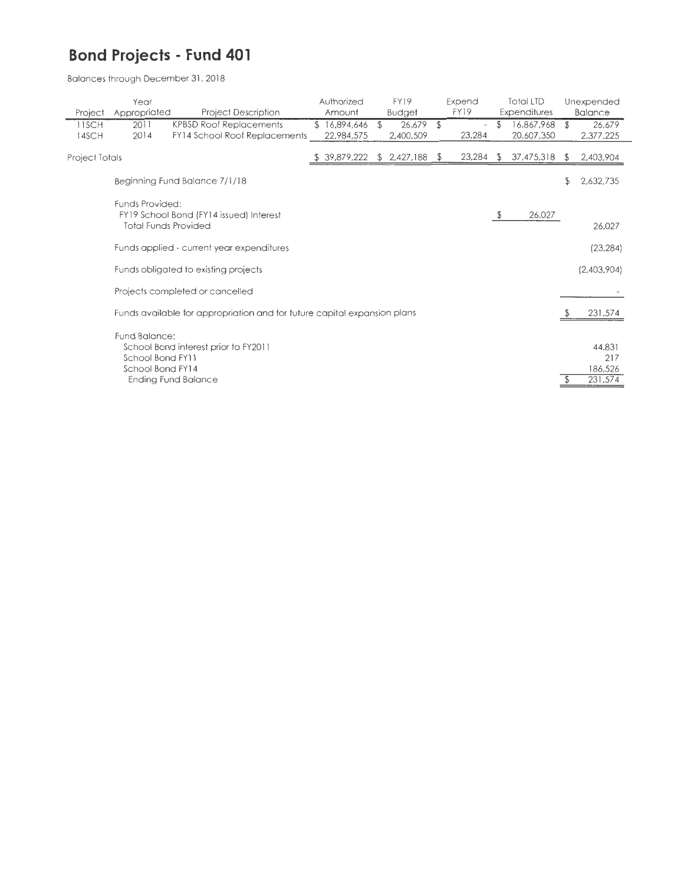# Bond Projects - Fund 401

Balances through December 31, 2018

| Project | Year Appropriated | Project Description | Authorized Amount | FY19 Budget | Expend FY19 | Total LTD Expenditures | Unexpended Balance |
|---|---|---|---|---|---|---|---|
| 11SCH | 2011 | KPBSD Roof Replacements | $ 16,894,646 | $ 26,679 | $ - | $ 16,867,968 | $ 26,679 |
| 14SCH | 2014 | FY14 School Roof Replacements | 22,984,575 | 2,400,509 | 23,284 | 20,607,350 | 2,377,225 |
| Project Totals | | | $ 39,879,222 | $ 2,427,188 | $ 23,284 | $ 37,475,318 | $ 2,403,904 |

| | | |
|---|---|---|
| Beginning Fund Balance 7/1/18 | | $ 2,632,735 |
| Funds Provided: | | |
| FY19 School Bond (FY14 issued) Interest | $ 26,027 | |
| Total Funds Provided | | 26,027 |
| Funds applied - current year expenditures | | (23,284) |
| Funds obligated to existing projects | | (2,403,904) |
| Projects completed or cancelled | | - |
| Funds available for appropriation and for future capital expansion plans | | $ 231,574 |
| Fund Balance: | | |
| School Bond interest prior to FY2011 | | 44,831 |
| School Bond FY11 | | 217 |
| School Bond FY14 | | 186,526 |
| Ending Fund Balance | | $ 231,574 |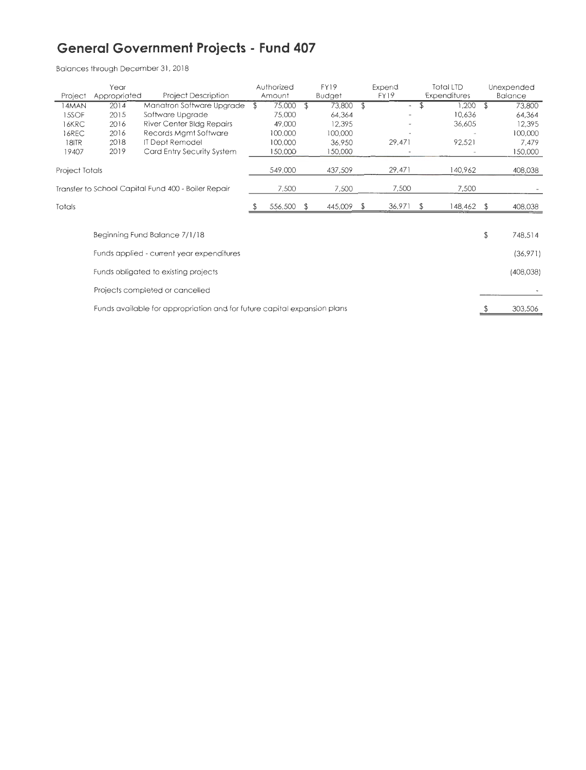# General Government Projects - Fund 407

Balances through December 31, 2018

| Project | Year Appropriated | Project Description | Authorized Amount | FY19 Budget | Expend FY19 | Total LTD Expenditures | Unexpended Balance |
|---|---|---|---|---|---|---|---|
| 14MAN | 2014 | Manatron Software Upgrade | $ 75,000 | $ 73,800 | $ - | $ 1,200 | $ 73,800 |
| 15SOF | 2015 | Software Upgrade | 75,000 | 64,364 | - | 10,636 | 64,364 |
| 16KRC | 2016 | River Center Bldg Repairs | 49,000 | 12,395 | - | 36,605 | 12,395 |
| 16REC | 2016 | Records Mgmt Software | 100,000 | 100,000 | - | - | 100,000 |
| 18ITR | 2018 | IT Dept Remodel | 100,000 | 36,950 | 29,471 | 92,521 | 7,479 |
| 19407 | 2019 | Card Entry Security System | 150,000 | 150,000 | - | - | 150,000 |
| Project Totals | | | 549,000 | 437,509 | 29,471 | 140,962 | 408,038 |
| Transfer to School Capital Fund 400 - Boiler Repair | | | 7,500 | 7,500 | 7,500 | 7,500 | - |
| Totals | | | $ 556,500 | $ 445,009 | $ 36,971 | $ 148,462 | $ 408,038 |

| | |
|---|---|
| Beginning Fund Balance 7/1/18 | $ 748,514 |
| Funds applied - current year expenditures | (36,971) |
| Funds obligated to existing projects | (408,038) |
| Projects completed or cancelled | - |
| Funds available for appropriation and for future capital expansion plans | $ 303,506 |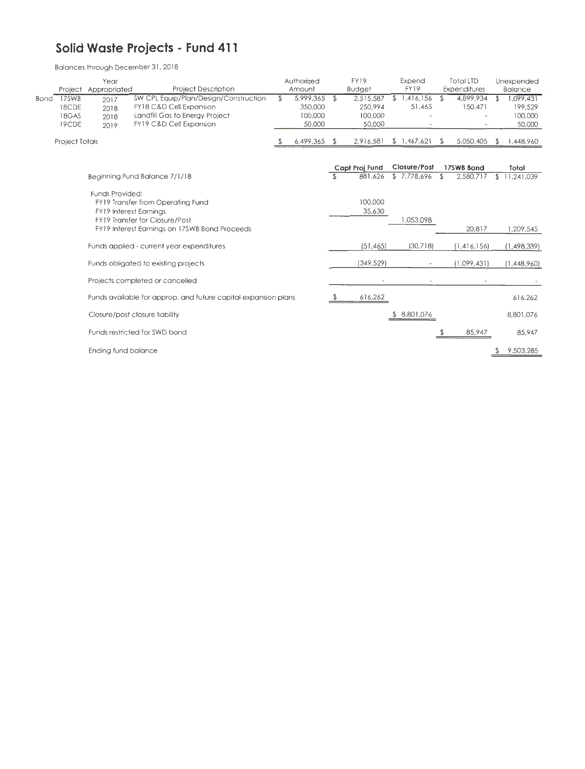# Solid Waste Projects - Fund 411

Balances through December 31, 2018

| | Project | Year Appropriated | Project Description | Authorized Amount | FY19 Budget | Expend FY19 | Total LTD Expenditures | Unexpended Balance |
|---|---|---|---|---|---|---|---|---|
| Bond | 17SWB | 2017 | SW CPL Equip/Plan/Design/Construction | $ 5,999,365 | $ 2,515,587 | $ 1,416,156 | $ 4,899,934 | $ 1,099,431 |
| | 18CDE | 2018 | FY18 C&D Cell Expansion | 350,000 | 250,994 | 51,465 | 150,471 | 199,529 |
| | 18GAS | 2018 | Landfill Gas to Energy Project | 100,000 | 100,000 | - | - | 100,000 |
| | 19CDE | 2019 | FY19 C&D Cell Expansion | 50,000 | 50,000 | - | - | 50,000 |
| | Project Totals | | | $ 6,499,365 | $ 2,916,581 | $ 1,467,621 | $ 5,050,405 | $ 1,448,960 |

| | Capt Proj Fund | Closure/Post | 17SWB Bond | Total |
|---|---|---|---|---|
| Beginning Fund Balance 7/1/18 | $ 881,626 | $ 7,778,696 | $ 2,580,717 | $ 11,241,039 |
| Funds Provided: | | | | |
| FY19 Transfer from Operating Fund | 100,000 | | | |
| FY19 Interest Earnings | 35,630 | | | |
| FY19 Transfer for Closure/Post | | 1,053,098 | | |
| FY19 Interest Earnings on 17SWB Bond Proceeds | | | 20,817 | 1,209,545 |
| Funds applied - current year expenditures | (51,465) | (30,718) | (1,416,156) | (1,498,339) |
| Funds obligated to existing projects | (349,529) | - | (1,099,431) | (1,448,960) |
| Projects completed or cancelled | - | - | - | - |
| Funds available for approp. and future capital expansion plans | $ 616,262 | | | 616,262 |
| Closure/post closure liability | | $ 8,801,076 | | 8,801,076 |
| Funds restricted for SWD bond | | | $ 85,947 | 85,947 |
| Ending fund balance | | | | $ 9,503,285 |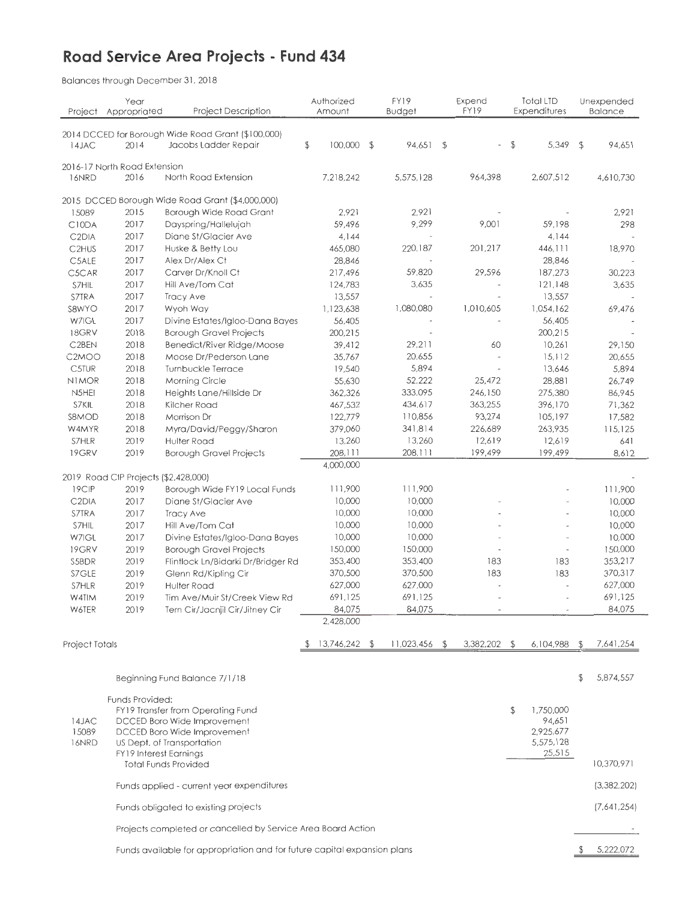# Road Service Area Projects - Fund 434

Balances through December 31, 2018

| Project | Year Appropriated | Project Description | Authorized Amount | FY19 Budget | Expend FY19 | Total LTD Expenditures | Unexpended Balance |
|---|---|---|---|---|---|---|---|
| 2014 DCCED for Borough Wide Road Grant ($100,000) | | | | | | | |
| 14JAC | 2014 | Jacobs Ladder Repair | $ 100,000 | $ 94,651 | $ - | $ 5,349 | $ 94,651 |
| 2016-17 North Road Extension | | | | | | | |
| 16NRD | 2016 | North Road Extension | 7,218,242 | 5,575,128 | 964,398 | 2,607,512 | 4,610,730 |
| 2015 DCCED Borough Wide Road Grant ($4,000,000) | | | | | | | |
| 15089 | 2015 | Borough Wide Road Grant | 2,921 | 2,921 | - | - | 2,921 |
| C1ODA | 2017 | Dayspring/Hallelujah | 59,496 | 9,299 | 9,001 | 59,198 | 298 |
| C2DIA | 2017 | Diane St/Glacier Ave | 4,144 | - | | 4,144 | - |
| C2HUS | 2017 | Huske & Betty Lou | 465,080 | 220,187 | 201,217 | 446,111 | 18,970 |
| C5ALE | 2017 | Alex Dr/Alex Ct | 28,846 | - | | 28,846 | - |
| C5CAR | 2017 | Carver Dr/Knoll Ct | 217,496 | 59,820 | 29,596 | 187,273 | 30,223 |
| S7HIL | 2017 | Hill Ave/Tom Cat | 124,783 | 3,635 | - | 121,148 | 3,635 |
| S7TRA | 2017 | Tracy Ave | 13,557 | - | - | 13,557 | - |
| S8WYO | 2017 | Wyoh Way | 1,123,638 | 1,080,080 | 1,010,605 | 1,054,162 | 69,476 |
| W7IGL | 2017 | Divine Estates/Igloo-Dana Bayes | 56,405 | - | - | 56,405 | - |
| 18GRV | 2018 | Borough Gravel Projects | 200,215 | - | | 200,215 | - |
| C2BEN | 2018 | Benedict/River Ridge/Moose | 39,412 | 29,211 | 60 | 10,261 | 29,150 |
| C2MOO | 2018 | Moose Dr/Pederson Lane | 35,767 | 20,655 | - | 15,112 | 20,655 |
| C5TUR | 2018 | Turnbuckle Terrace | 19,540 | 5,894 | - | 13,646 | 5,894 |
| N1MOR | 2018 | Morning Circle | 55,630 | 52,222 | 25,472 | 28,881 | 26,749 |
| N5HEI | 2018 | Heights Lane/Hillside Dr | 362,326 | 333,095 | 246,150 | 275,380 | 86,945 |
| S7KIL | 2018 | Kilcher Road | 467,532 | 434,617 | 363,255 | 396,170 | 71,362 |
| S8MOD | 2018 | Morrison Dr | 122,779 | 110,856 | 93,274 | 105,197 | 17,582 |
| W4MYR | 2018 | Myra/David/Peggy/Sharon | 379,060 | 341,814 | 226,689 | 263,935 | 115,125 |
| S7HLR | 2019 | Hulter Road | 13,260 | 13,260 | 12,619 | 12,619 | 641 |
| 19GRV | 2019 | Borough Gravel Projects | 208,111 | 208,111 | 199,499 | 199,499 | 8,612 |
| | | | 4,000,000 | | | | |
| 2019 Road CIP Projects ($2,428,000) | | | | | | | - |
| 19CIP | 2019 | Borough Wide FY19 Local Funds | 111,900 | 111,900 | | - | 111,900 |
| C2DIA | 2017 | Diane St/Glacier Ave | 10,000 | 10,000 | - | - | 10,000 |
| S7TRA | 2017 | Tracy Ave | 10,000 | 10,000 | - | - | 10,000 |
| S7HIL | 2017 | Hill Ave/Tom Cat | 10,000 | 10,000 | - | - | 10,000 |
| W7IGL | 2017 | Divine Estates/Igloo-Dana Bayes | 10,000 | 10,000 | - | - | 10,000 |
| 19GRV | 2019 | Borough Gravel Projects | 150,000 | 150,000 | - | - | 150,000 |
| S5BDR | 2019 | Flintlock Ln/Bidarki Dr/Bridger Rd | 353,400 | 353,400 | 183 | 183 | 353,217 |
| S7GLE | 2019 | Glenn Rd/Kipling Cir | 370,500 | 370,500 | 183 | 183 | 370,317 |
| S7HLR | 2019 | Hulter Road | 627,000 | 627,000 | - | - | 627,000 |
| W4TIM | 2019 | Tim Ave/Muir St/Creek View Rd | 691,125 | 691,125 | - | - | 691,125 |
| W6TER | 2019 | Tern Cir/Jacnjil Cir/Jitney Cir | 84,075 | 84,075 | - | - | 84,075 |
| | | | 2,428,000 | | | | |
| Project Totals | | | $ 13,746,242 | $ 11,023,456 | $ 3,382,202 | $ 6,104,988 | $ 7,641,254 |

| | Description | | Amount |
|---|---|---|---|
| | Beginning Fund Balance 7/1/18 | | $ 5,874,557 |
| | Funds Provided: | | |
| | FY19 Transfer from Operating Fund | $ 1,750,000 | |
| 14JAC | DCCED Boro Wide Improvement | 94,651 | |
| 15089 | DCCED Boro Wide Improvement | 2,925,677 | |
| 16NRD | US Dept. of Transportation | 5,575,128 | |
| | FY19 Interest Earnings | 25,515 | |
| | Total Funds Provided | | 10,370,971 |
| | Funds applied - current year expenditures | | (3,382,202) |
| | Funds obligated to existing projects | | (7,641,254) |
| | Projects completed or cancelled by Service Area Board Action | | - |
| | Funds available for appropriation and for future capital expansion plans | | $ 5,222,072 |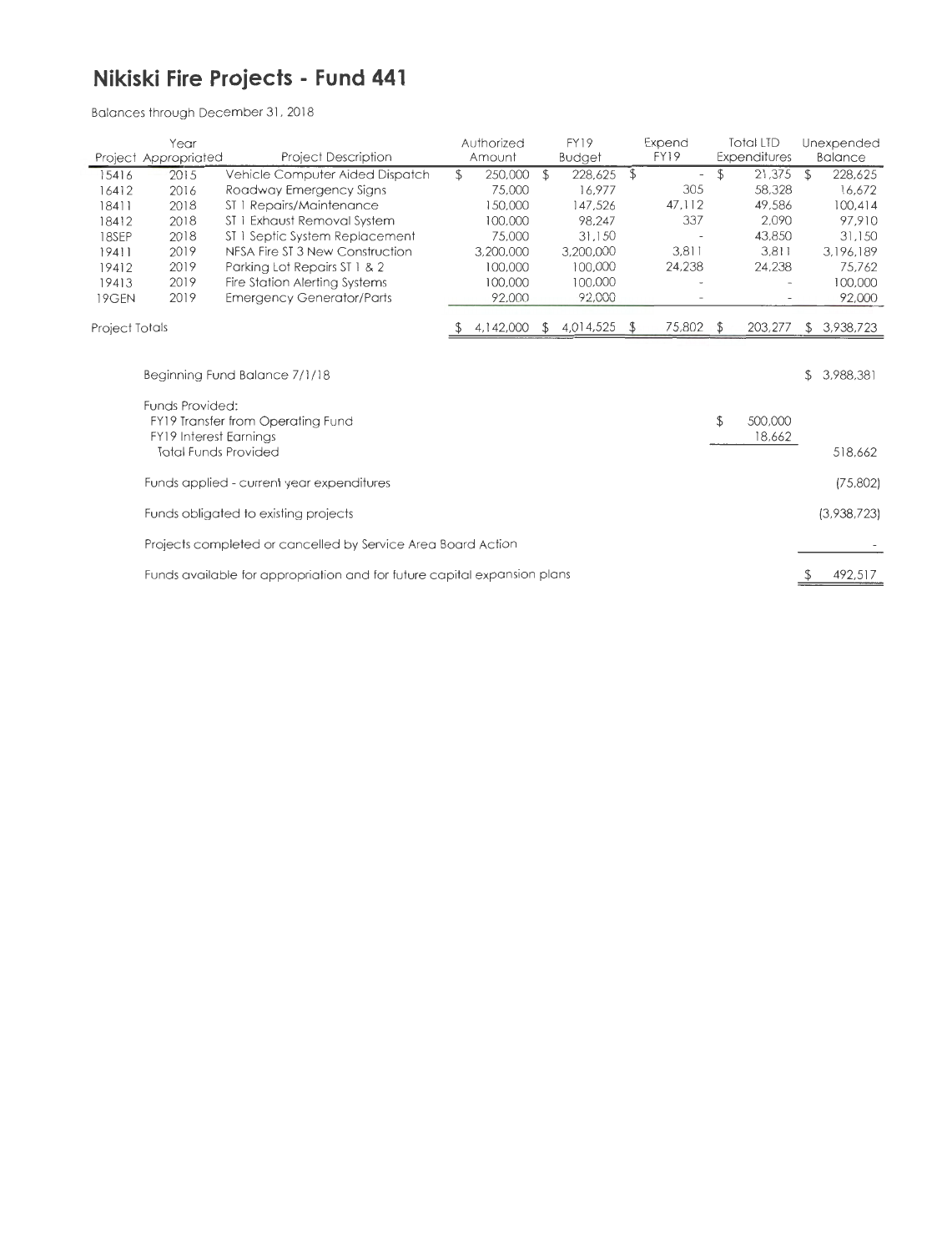# Nikiski Fire Projects - Fund 441

Balances through December 31, 2018

| Project | Year Appropriated | Project Description | Authorized Amount | FY19 Budget | Expend FY19 | Total LTD Expenditures | Unexpended Balance |
|---|---|---|---|---|---|---|---|
| 15416 | 2015 | Vehicle Computer Aided Dispatch | $ 250,000 | $ 228,625 | $ - | $ 21,375 | $ 228,625 |
| 16412 | 2016 | Roadway Emergency Signs | 75,000 | 16,977 | 305 | 58,328 | 16,672 |
| 18411 | 2018 | ST 1 Repairs/Maintenance | 150,000 | 147,526 | 47,112 | 49,586 | 100,414 |
| 18412 | 2018 | ST 1 Exhaust Removal System | 100,000 | 98,247 | 337 | 2,090 | 97,910 |
| 18SEP | 2018 | ST 1 Septic System Replacement | 75,000 | 31,150 | - | 43,850 | 31,150 |
| 19411 | 2019 | NFSA Fire ST 3 New Construction | 3,200,000 | 3,200,000 | 3,811 | 3,811 | 3,196,189 |
| 19412 | 2019 | Parking Lot Repairs ST 1 & 2 | 100,000 | 100,000 | 24,238 | 24,238 | 75,762 |
| 19413 | 2019 | Fire Station Alerting Systems | 100,000 | 100,000 | - | - | 100,000 |
| 19GEN | 2019 | Emergency Generator/Parts | 92,000 | 92,000 | - | - | 92,000 |
| Project Totals | | | $ 4,142,000 | $ 4,014,525 | $ 75,802 | $ 203,277 | $ 3,938,723 |

| | | |
|---|---|---|
| Beginning Fund Balance 7/1/18 | | $ 3,988,381 |
| Funds Provided: | | |
| FY19 Transfer from Operating Fund | $ 500,000 | |
| FY19 Interest Earnings | 18,662 | |
| Total Funds Provided | | 518,662 |
| Funds applied - current year expenditures | | (75,802) |
| Funds obligated to existing projects | | (3,938,723) |
| Projects completed or cancelled by Service Area Board Action | | - |
| Funds available for appropriation and for future capital expansion plans | | $ 492,517 |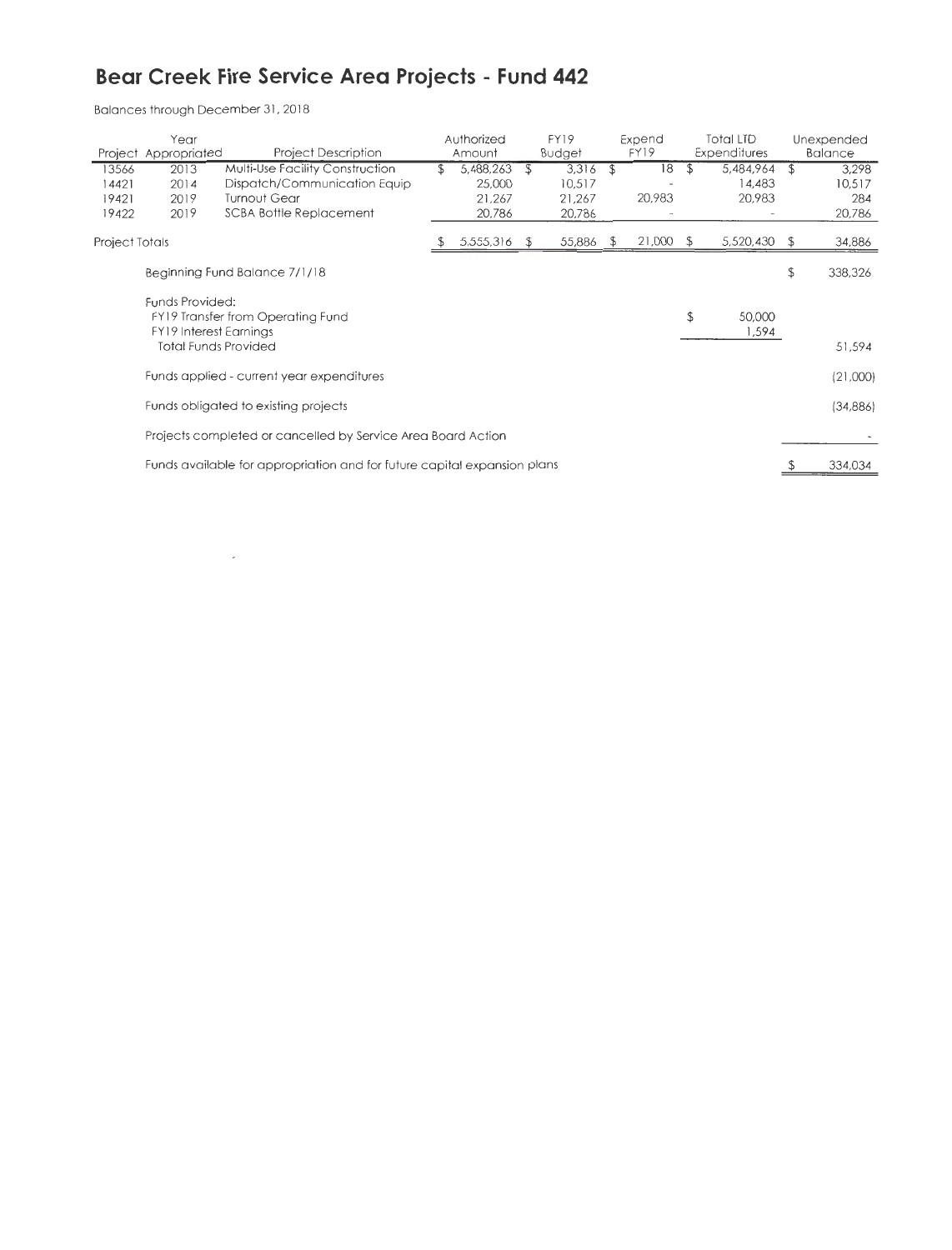# Bear Creek Fire Service Area Projects - Fund 442

Balances through December 31, 2018

| Project | Year Appropriated | Project Description | Authorized Amount | FY19 Budget | Expend FY19 | Total LTD Expenditures | Unexpended Balance |
|---|---|---|---|---|---|---|---|
| 13566 | 2013 | Multi-Use Facility Construction | $ 5,488,263 | $ 3,316 | $ 18 | $ 5,484,964 | $ 3,298 |
| 14421 | 2014 | Dispatch/Communication Equip | 25,000 | 10,517 | - | 14,483 | 10,517 |
| 19421 | 2019 | Turnout Gear | 21,267 | 21,267 | 20,983 | 20,983 | 284 |
| 19422 | 2019 | SCBA Bottle Replacement | 20,786 | 20,786 | - | - | 20,786 |
| Project Totals | | | $ 5,555,316 | $ 55,886 | $ 21,000 | $ 5,520,430 | $ 34,886 |

| | | |
|---|---|---|
| Beginning Fund Balance 7/1/18 | | $ 338,326 |
| Funds Provided: | | |
| FY19 Transfer from Operating Fund | $ 50,000 | |
| FY19 Interest Earnings | 1,594 | |
| Total Funds Provided | | 51,594 |
| Funds applied - current year expenditures | | (21,000) |
| Funds obligated to existing projects | | (34,886) |
| Projects completed or cancelled by Service Area Board Action | | - |
| Funds available for appropriation and for future capital expansion plans | | $ 334,034 |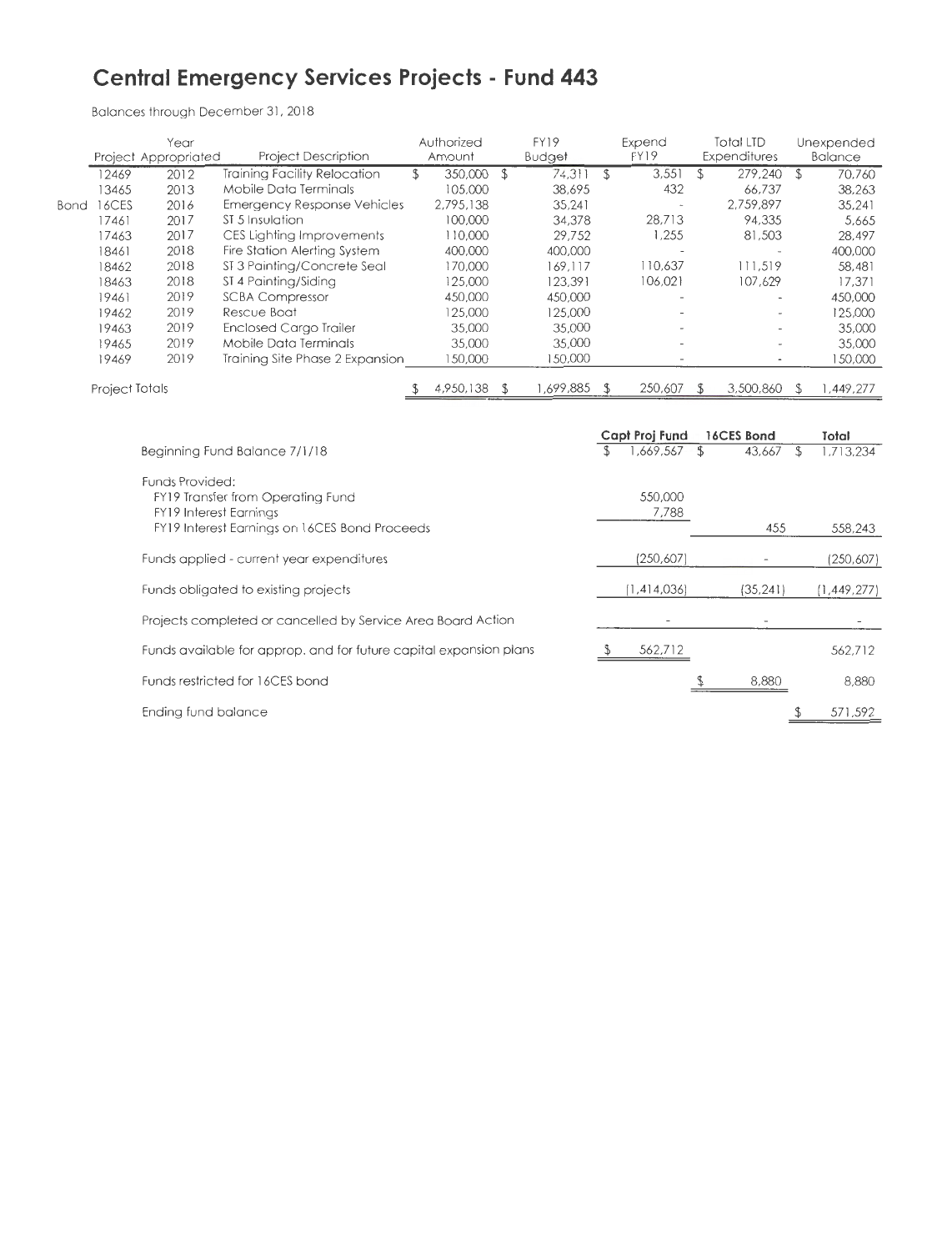# Central Emergency Services Projects - Fund 443

Balances through December 31, 2018

| | Project | Year Appropriated | Project Description | Authorized Amount | FY19 Budget | Expend FY19 | Total LTD Expenditures | Unexpended Balance |
|---|---|---|---|---|---|---|---|---|
| | 12469 | 2012 | Training Facility Relocation | $ 350,000 | $ 74,311 | $ 3,551 | $ 279,240 | $ 70,760 |
| | 13465 | 2013 | Mobile Data Terminals | 105,000 | 38,695 | 432 | 66,737 | 38,263 |
| Bond | 16CES | 2016 | Emergency Response Vehicles | 2,795,138 | 35,241 | - | 2,759,897 | 35,241 |
| | 17461 | 2017 | ST 5 Insulation | 100,000 | 34,378 | 28,713 | 94,335 | 5,665 |
| | 17463 | 2017 | CES Lighting Improvements | 110,000 | 29,752 | 1,255 | 81,503 | 28,497 |
| | 18461 | 2018 | Fire Station Alerting System | 400,000 | 400,000 | - | - | 400,000 |
| | 18462 | 2018 | ST 3 Painting/Concrete Seal | 170,000 | 169,117 | 110,637 | 111,519 | 58,481 |
| | 18463 | 2018 | ST 4 Painting/Siding | 125,000 | 123,391 | 106,021 | 107,629 | 17,371 |
| | 19461 | 2019 | SCBA Compressor | 450,000 | 450,000 | - | - | 450,000 |
| | 19462 | 2019 | Rescue Boat | 125,000 | 125,000 | - | - | 125,000 |
| | 19463 | 2019 | Enclosed Cargo Trailer | 35,000 | 35,000 | - | - | 35,000 |
| | 19465 | 2019 | Mobile Data Terminals | 35,000 | 35,000 | - | - | 35,000 |
| | 19469 | 2019 | Training Site Phase 2 Expansion | 150,000 | 150,000 | - | - | 150,000 |
| | Project Totals | | | $ 4,950,138 | $ 1,699,885 | $ 250,607 | $ 3,500,860 | $ 1,449,277 |

| | Capt Proj Fund | 16CES Bond | Total |
|---|---|---|---|
| Beginning Fund Balance 7/1/18 | $ 1,669,567 | $ 43,667 | $ 1,713,234 |
| Funds Provided: | | | |
| FY19 Transfer from Operating Fund | 550,000 | | |
| FY19 Interest Earnings | 7,788 | | |
| FY19 Interest Earnings on 16CES Bond Proceeds | | 455 | 558,243 |
| Funds applied - current year expenditures | (250,607) | - | (250,607) |
| Funds obligated to existing projects | (1,414,036) | (35,241) | (1,449,277) |
| Projects completed or cancelled by Service Area Board Action | - | - | - |
| Funds available for approp. and for future capital expansion plans | $ 562,712 | | 562,712 |
| Funds restricted for 16CES bond | | $ 8,880 | 8,880 |
| Ending fund balance | | | $ 571,592 |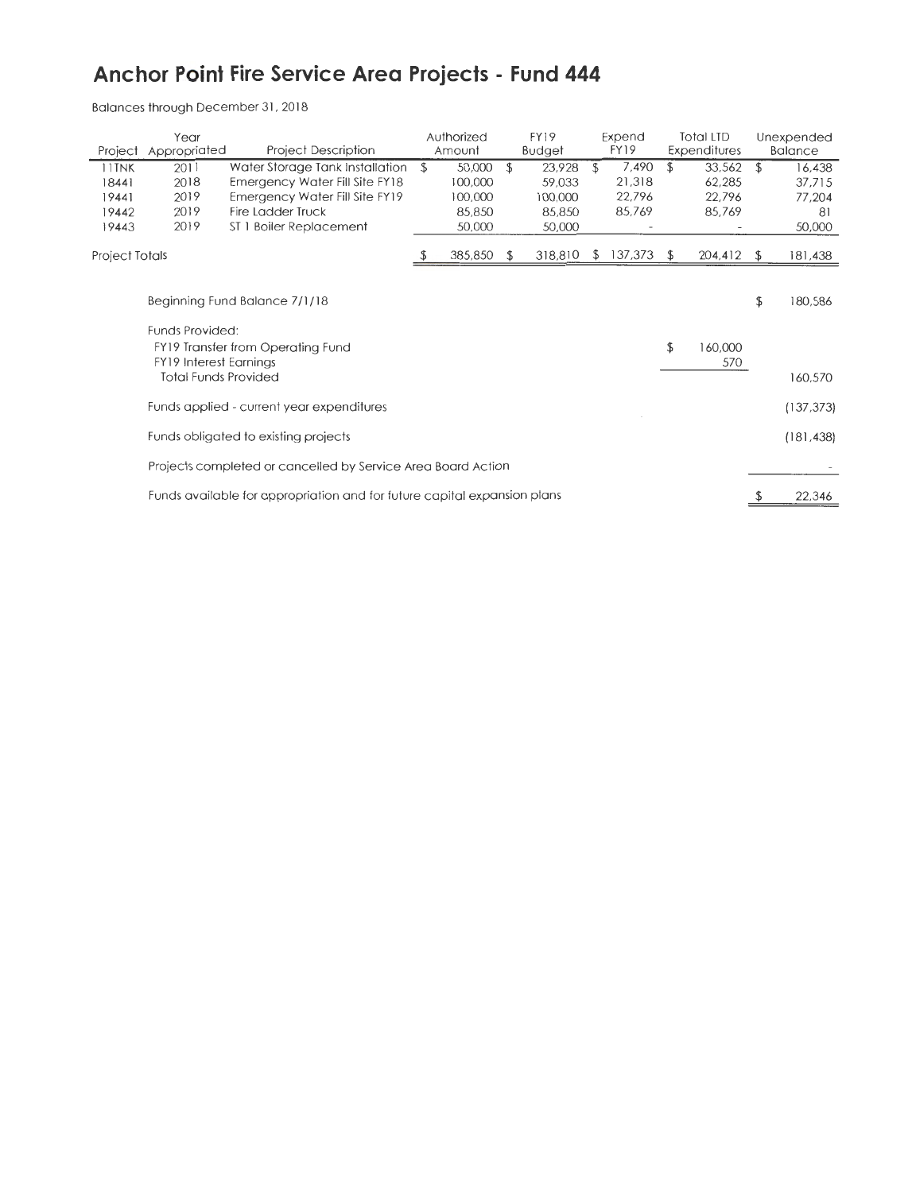# Anchor Point Fire Service Area Projects - Fund 444

Balances through December 31, 2018

| Project | Year Appropriated | Project Description | Authorized Amount | FY19 Budget | Expend FY19 | Total LTD Expenditures | Unexpended Balance |
|---|---|---|---|---|---|---|---|
| 11TNK | 2011 | Water Storage Tank Installation | $ 50,000 | $ 23,928 | $ 7,490 | $ 33,562 | $ 16,438 |
| 18441 | 2018 | Emergency Water Fill Site FY18 | 100,000 | 59,033 | 21,318 | 62,285 | 37,715 |
| 19441 | 2019 | Emergency Water Fill Site FY19 | 100,000 | 100,000 | 22,796 | 22,796 | 77,204 |
| 19442 | 2019 | Fire Ladder Truck | 85,850 | 85,850 | 85,769 | 85,769 | 81 |
| 19443 | 2019 | ST 1 Boiler Replacement | 50,000 | 50,000 | - | - | 50,000 |
| Project Totals | | | $ 385,850 | $ 318,810 | $ 137,373 | $ 204,412 | $ 181,438 |

| Description | | Amount |
|---|---|---|
| Beginning Fund Balance 7/1/18 | | $ 180,586 |
| Funds Provided: | | |
| FY19 Transfer from Operating Fund | $ 160,000 | |
| FY19 Interest Earnings | 570 | |
| Total Funds Provided | | 160,570 |
| Funds applied - current year expenditures | | (137,373) |
| Funds obligated to existing projects | | (181,438) |
| Projects completed or cancelled by Service Area Board Action | | - |
| Funds available for appropriation and for future capital expansion plans | | $ 22,346 |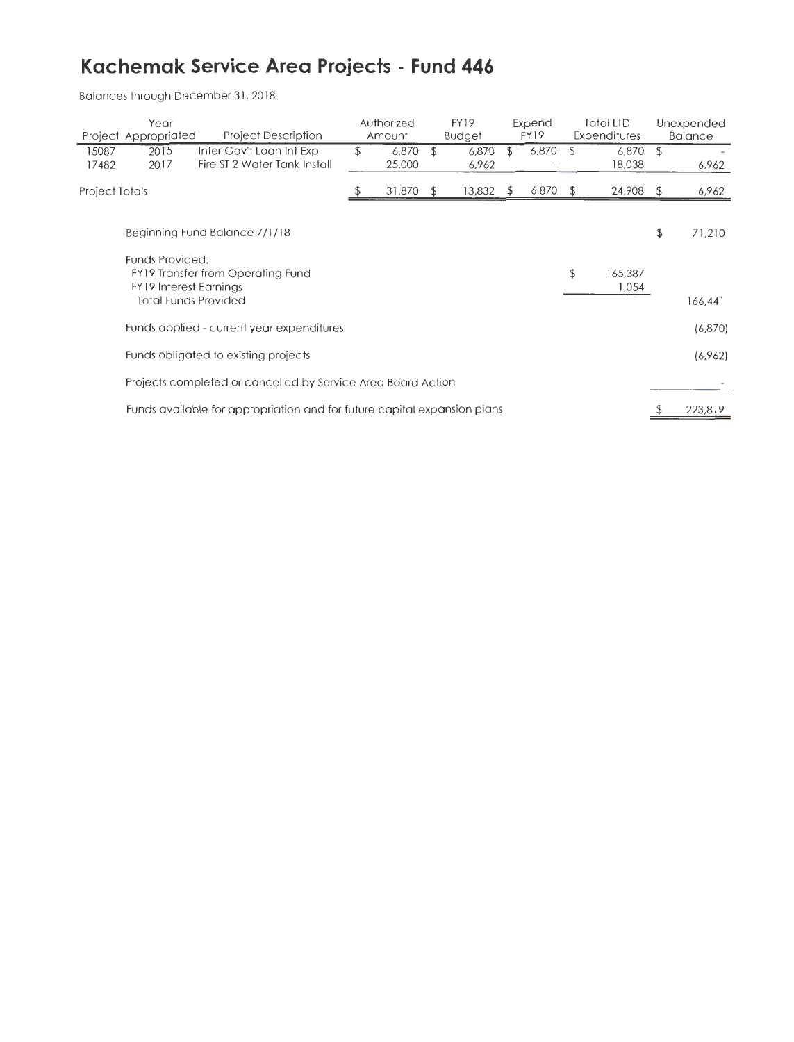# Kachemak Service Area Projects - Fund 446

Balances through December 31, 2018

| Project | Year Appropriated | Project Description | Authorized Amount | FY19 Budget | Expend FY19 | Total LTD Expenditures | Unexpended Balance |
|---|---|---|---|---|---|---|---|
| 15087 | 2015 | Inter Gov't Loan Int Exp | $ 6,870 | $ 6,870 | $ 6,870 | $ 6,870 | $ - |
| 17482 | 2017 | Fire ST 2 Water Tank Install | 25,000 | 6,962 | - | 18,038 | 6,962 |
| Project Totals | | | $ 31,870 | $ 13,832 | $ 6,870 | $ 24,908 | $ 6,962 |

| | | |
|---|---|---|
| Beginning Fund Balance 7/1/18 | | $ 71,210 |
| Funds Provided: | | |
| FY19 Transfer from Operating Fund | $ 165,387 | |
| FY19 Interest Earnings | 1,054 | |
| Total Funds Provided | | 166,441 |
| Funds applied - current year expenditures | | (6,870) |
| Funds obligated to existing projects | | (6,962) |
| Projects completed or cancelled by Service Area Board Action | | - |
| Funds available for appropriation and for future capital expansion plans | | $ 223,819 |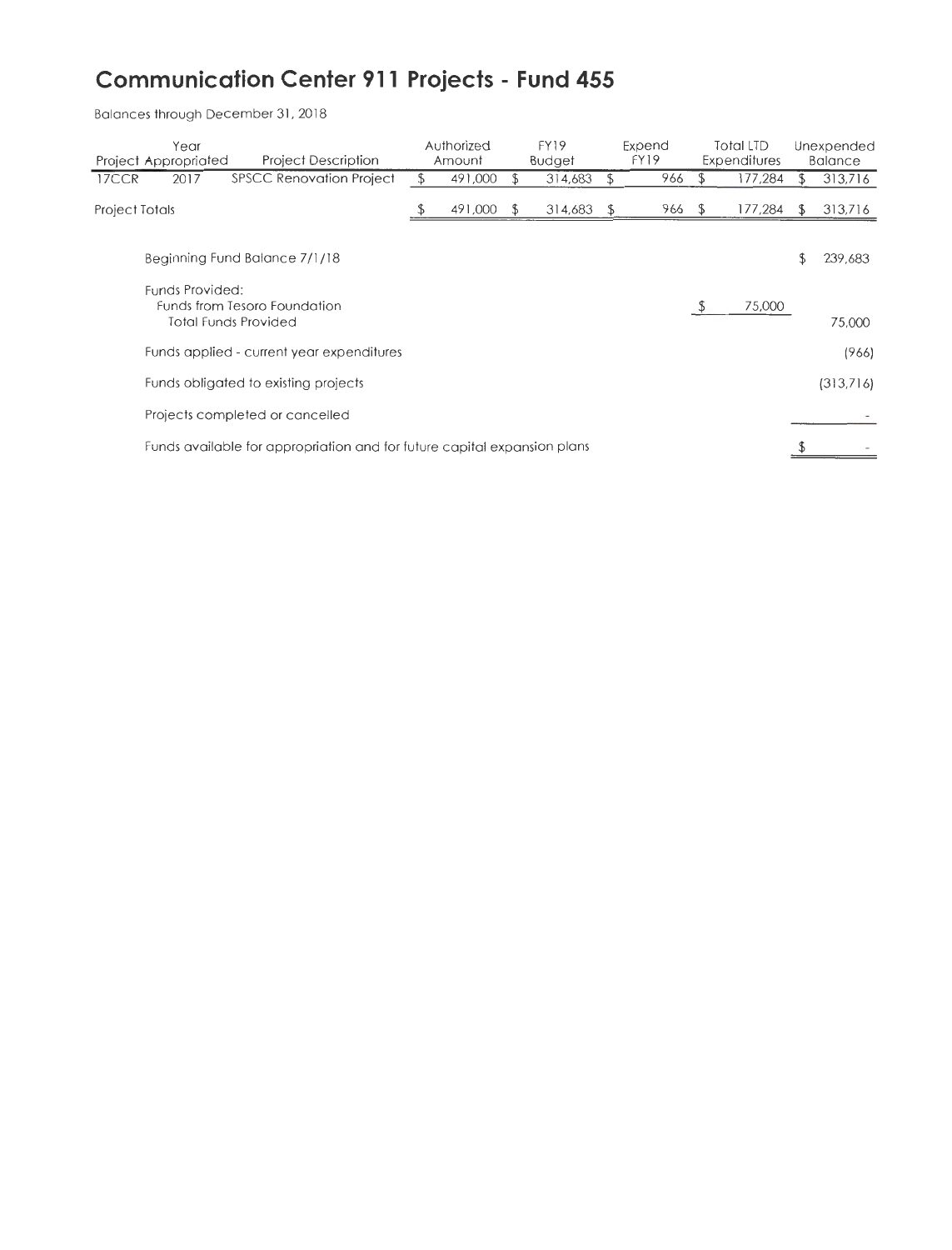# Communication Center 911 Projects - Fund 455

Balances through December 31, 2018

| Project | Year Appropriated | Project Description | Authorized Amount | FY19 Budget | Expend FY19 | Total LTD Expenditures | Unexpended Balance |
|---|---|---|---|---|---|---|---|
| 17CCR | 2017 | SPSCC Renovation Project | $ 491,000 | $ 314,683 | $ 966 | $ 177,284 | $ 313,716 |
| Project Totals | | | $ 491,000 | $ 314,683 | $ 966 | $ 177,284 | $ 313,716 |

| | | |
|---|---|---|
| Beginning Fund Balance 7/1/18 | | $ 239,683 |
| Funds Provided: | | |
| Funds from Tesoro Foundation | $ 75,000 | |
| Total Funds Provided | | 75,000 |
| Funds applied - current year expenditures | | (966) |
| Funds obligated to existing projects | | (313,716) |
| Projects completed or cancelled | | - |
| Funds available for appropriation and for future capital expansion plans | | $ - |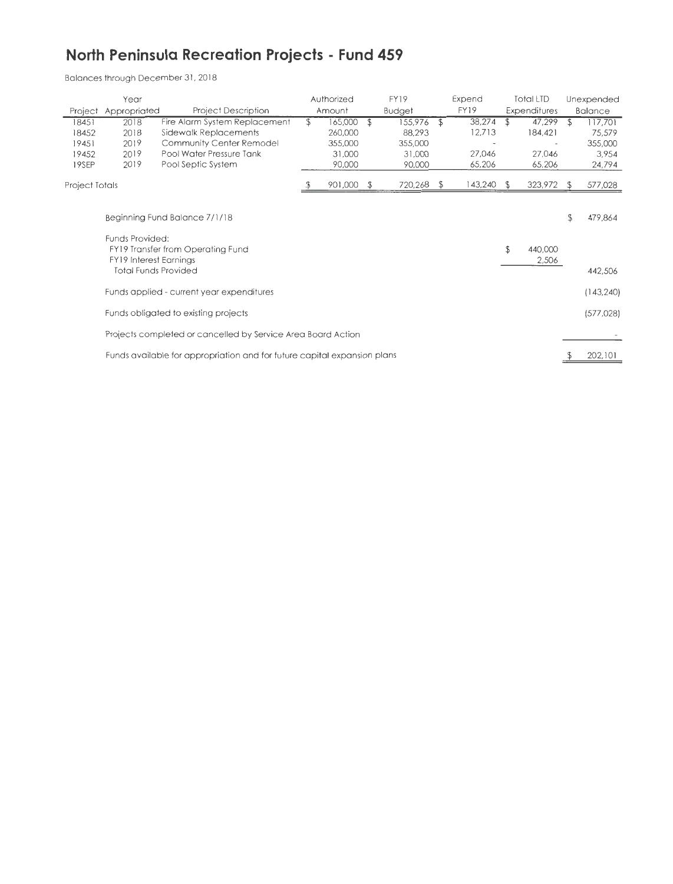# North Peninsula Recreation Projects - Fund 459

Balances through December 31, 2018

| Project | Year Appropriated | Project Description | Authorized Amount | FY19 Budget | Expend FY19 | Total LTD Expenditures | Unexpended Balance |
|---|---|---|---|---|---|---|---|
| 18451 | 2018 | Fire Alarm System Replacement | $ 165,000 | $ 155,976 | $ 38,274 | $ 47,299 | $ 117,701 |
| 18452 | 2018 | Sidewalk Replacements | 260,000 | 88,293 | 12,713 | 184,421 | 75,579 |
| 19451 | 2019 | Community Center Remodel | 355,000 | 355,000 | - | - | 355,000 |
| 19452 | 2019 | Pool Water Pressure Tank | 31,000 | 31,000 | 27,046 | 27,046 | 3,954 |
| 19SEP | 2019 | Pool Septic System | 90,000 | 90,000 | 65,206 | 65,206 | 24,794 |
| Project Totals | | | $ 901,000 | $ 720,268 | $ 143,240 | $ 323,972 | $ 577,028 |

| | | |
|---|---|---|
| Beginning Fund Balance 7/1/18 | | $ 479,864 |
| Funds Provided: | | |
| FY19 Transfer from Operating Fund | $ 440,000 | |
| FY19 Interest Earnings | 2,506 | |
| Total Funds Provided | | 442,506 |
| Funds applied - current year expenditures | | (143,240) |
| Funds obligated to existing projects | | (577,028) |
| Projects completed or cancelled by Service Area Board Action | | - |
| Funds available for appropriation and for future capital expansion plans | | $ 202,101 |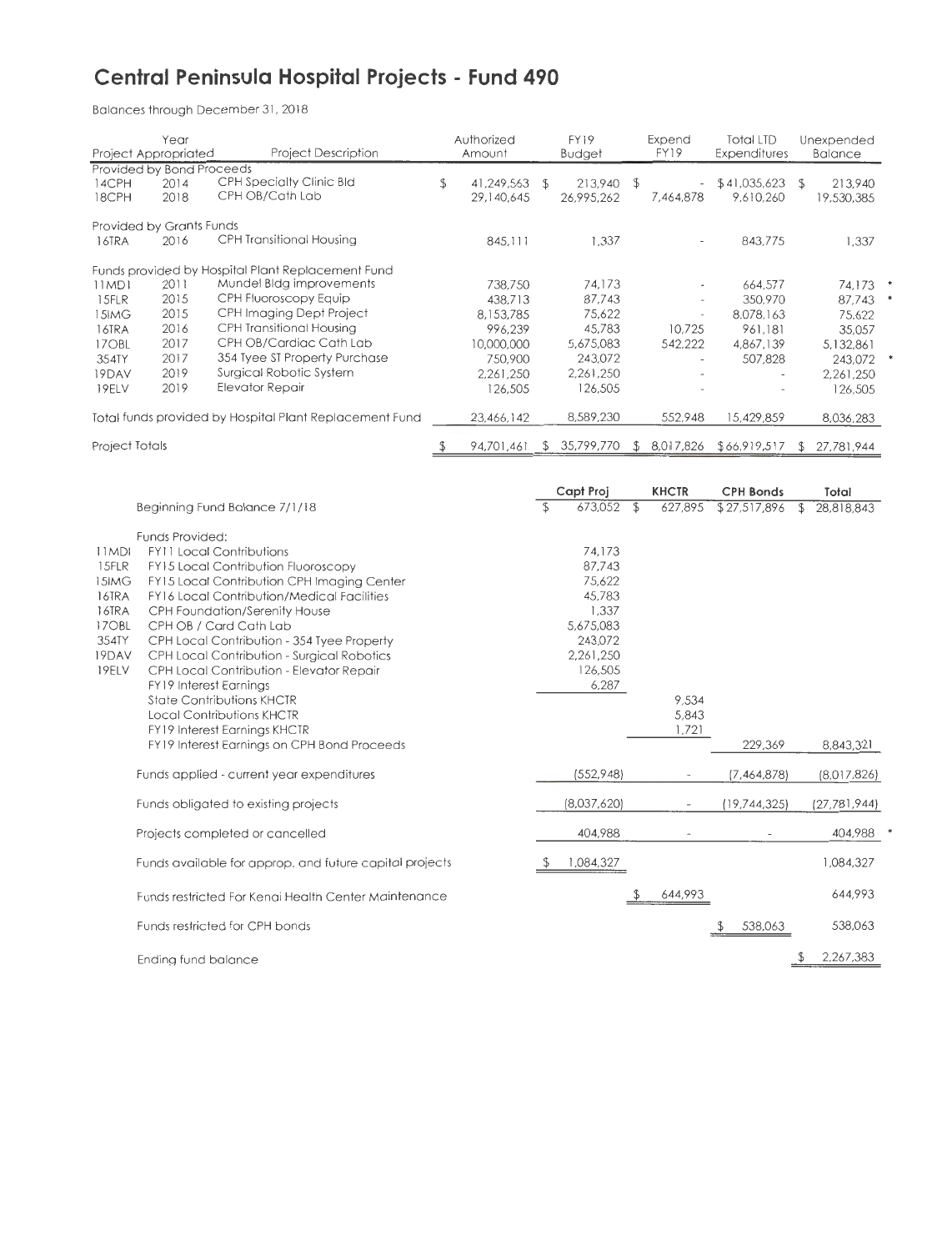# Central Peninsula Hospital Projects - Fund 490

Balances through December 31, 2018

| Project | Year Appropriated | Project Description | Authorized Amount | FY19 Budget | Expend FY19 | Total LTD Expenditures | Unexpended Balance | |
|---|---|---|---|---|---|---|---|---|
| **Provided by Bond Proceeds** | | | | | | | | |
| 14CPH | 2014 | CPH Specialty Clinic Bld | $ 41,249,563 | $ 213,940 | $ - | $ 41,035,623 | $ 213,940 | |
| 18CPH | 2018 | CPH OB/Cath Lab | 29,140,645 | 26,995,262 | 7,464,878 | 9,610,260 | 19,530,385 | |
| **Provided by Grants Funds** | | | | | | | | |
| 16TRA | 2016 | CPH Transitional Housing | 845,111 | 1,337 | - | 843,775 | 1,337 | |
| **Funds provided by Hospital Plant Replacement Fund** | | | | | | | | |
| 11MDI | 2011 | Mundel Bldg improvements | 738,750 | 74,173 | - | 664,577 | 74,173 | * |
| 15FLR | 2015 | CPH Fluoroscopy Equip | 438,713 | 87,743 | - | 350,970 | 87,743 | * |
| 15IMG | 2015 | CPH Imaging Dept Project | 8,153,785 | 75,622 | - | 8,078,163 | 75,622 | |
| 16TRA | 2016 | CPH Transitional Housing | 996,239 | 45,783 | 10,725 | 961,181 | 35,057 | |
| 17OBL | 2017 | CPH OB/Cardiac Cath Lab | 10,000,000 | 5,675,083 | 542,222 | 4,867,139 | 5,132,861 | |
| 354TY | 2017 | 354 Tyee ST Property Purchase | 750,900 | 243,072 | - | 507,828 | 243,072 | * |
| 19DAV | 2019 | Surgical Robotic System | 2,261,250 | 2,261,250 | - | - | 2,261,250 | |
| 19ELV | 2019 | Elevator Repair | 126,505 | 126,505 | - | - | 126,505 | |
| Total funds provided by Hospital Plant Replacement Fund | | | 23,466,142 | 8,589,230 | 552,948 | 15,429,859 | 8,036,283 | |
| Project Totals | | | $ 94,701,461 | $ 35,799,770 | $ 8,017,826 | $ 66,919,517 | $ 27,781,944 | |

| | | Capt Proj | KHCTR | CPH Bonds | Total | |
|---|---|---|---|---|---|---|
| | Beginning Fund Balance 7/1/18 | $ 673,052 | $ 627,895 | $ 27,517,896 | $ 28,818,843 | |
| | Funds Provided: | | | | | |
| 11MDI | FY11 Local Contributions | 74,173 | | | | |
| 15FLR | FY15 Local Contribution Fluoroscopy | 87,743 | | | | |
| 15IMG | FY15 Local Contribution CPH Imaging Center | 75,622 | | | | |
| 16TRA | FY16 Local Contribution/Medical Facilities | 45,783 | | | | |
| 16TRA | CPH Foundation/Serenity House | 1,337 | | | | |
| 17OBL | CPH OB / Card Cath Lab | 5,675,083 | | | | |
| 354TY | CPH Local Contribution - 354 Tyee Property | 243,072 | | | | |
| 19DAV | CPH Local Contribution - Surgical Robotics | 2,261,250 | | | | |
| 19ELV | CPH Local Contribution - Elevator Repair | 126,505 | | | | |
| | FY19 Interest Earnings | 6,287 | | | | |
| | State Contributions KHCTR | | 9,534 | | | |
| | Local Contributions KHCTR | | 5,843 | | | |
| | FY19 Interest Earnings KHCTR | | 1,721 | | | |
| | FY19 Interest Earnings on CPH Bond Proceeds | | | 229,369 | 8,843,321 | |
| | Funds applied - current year expenditures | (552,948) | - | (7,464,878) | (8,017,826) | |
| | Funds obligated to existing projects | (8,037,620) | - | (19,744,325) | (27,781,944) | |
| | Projects completed or cancelled | 404,988 | - | - | 404,988 | * |
| | Funds available for approp. and future capital projects | $ 1,084,327 | | | 1,084,327 | |
| | Funds restricted For Kenai Health Center Maintenance | | $ 644,993 | | 644,993 | |
| | Funds restricted for CPH bonds | | | $ 538,063 | 538,063 | |
| | Ending fund balance | | | | $ 2,267,383 | |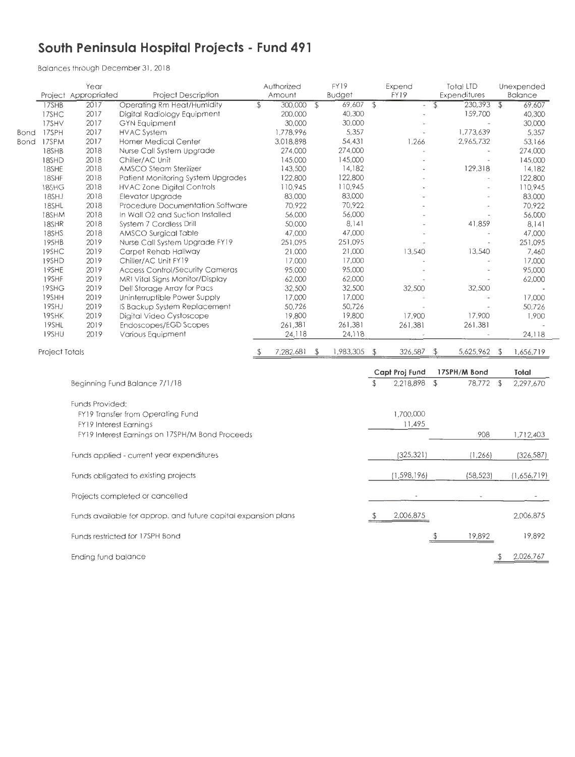# South Peninsula Hospital Projects - Fund 491

Balances through December 31, 2018

| | Project | Year Appropriated | Project Description | Authorized Amount | FY19 Budget | Expend FY19 | Total LTD Expenditures | Unexpended Balance |
|---|---|---|---|---|---|---|---|---|
| | 17SHB | 2017 | Operating Rm Heat/Humidity | $ 300,000 | $ 69,607 | $ - | $ 230,393 | $ 69,607 |
| | 17SHC | 2017 | Digital Radiology Equipment | 200,000 | 40,300 | - | 159,700 | 40,300 |
| | 17SHV | 2017 | GYN Equipment | 30,000 | 30,000 | - | - | 30,000 |
| Bond | 17SPH | 2017 | HVAC System | 1,778,996 | 5,357 | - | 1,773,639 | 5,357 |
| Bond | 17SPM | 2017 | Homer Medical Center | 3,018,898 | 54,431 | 1,266 | 2,965,732 | 53,166 |
| | 18SHB | 2018 | Nurse Call System Upgrade | 274,000 | 274,000 | - | - | 274,000 |
| | 18SHD | 2018 | Chiller/AC Unit | 145,000 | 145,000 | - | - | 145,000 |
| | 18SHE | 2018 | AMSCO Steam Sterilizer | 143,500 | 14,182 | - | 129,318 | 14,182 |
| | 18SHF | 2018 | Patient Monitoring System Upgrades | 122,800 | 122,800 | - | - | 122,800 |
| | 18SHG | 2018 | HVAC Zone Digital Controls | 110,945 | 110,945 | - | - | 110,945 |
| | 18SHJ | 2018 | Elevator Upgrade | 83,000 | 83,000 | - | - | 83,000 |
| | 18SHL | 2018 | Procedure Documentation Software | 70,922 | 70,922 | - | - | 70,922 |
| | 18SHM | 2018 | In Wall O2 and Suction Installed | 56,000 | 56,000 | - | - | 56,000 |
| | 18SHR | 2018 | System 7 Cordless Drill | 50,000 | 8,141 | - | 41,859 | 8,141 |
| | 18SHS | 2018 | AMSCO Surgical Table | 47,000 | 47,000 | - | - | 47,000 |
| | 19SHB | 2019 | Nurse Call System Upgrade FY19 | 251,095 | 251,095 | - | - | 251,095 |
| | 19SHC | 2019 | Carpet Rehab Hallway | 21,000 | 21,000 | 13,540 | 13,540 | 7,460 |
| | 19SHD | 2019 | Chiller/AC Unit FY19 | 17,000 | 17,000 | - | - | 17,000 |
| | 19SHE | 2019 | Access Control/Security Cameras | 95,000 | 95,000 | - | - | 95,000 |
| | 19SHF | 2019 | MRI Vital Signs Monitor/Display | 62,000 | 62,000 | - | - | 62,000 |
| | 19SHG | 2019 | Dell Storage Array for Pacs | 32,500 | 32,500 | 32,500 | 32,500 | - |
| | 19SHH | 2019 | Uninterruptible Power Supply | 17,000 | 17,000 | - | - | 17,000 |
| | 19SHJ | 2019 | IS Backup System Replacement | 50,726 | 50,726 | - | - | 50,726 |
| | 19SHK | 2019 | Digital Video Cystoscope | 19,800 | 19,800 | 17,900 | 17,900 | 1,900 |
| | 19SHL | 2019 | Endoscopes/EGD Scopes | 261,381 | 261,381 | 261,381 | 261,381 | - |
| | 19SHU | 2019 | Various Equipment | 24,118 | 24,118 | - | - | 24,118 |
| Project Totals | | | | $ 7,282,681 | $ 1,983,305 | $ 326,587 | $ 5,625,962 | $ 1,656,719 |

| | Capt Proj Fund | 17SPH/M Bond | Total |
|---|---|---|---|
| Beginning Fund Balance 7/1/18 | $ 2,218,898 | $ 78,772 | $ 2,297,670 |
| Funds Provided: | | | |
| FY19 Transfer from Operating Fund | 1,700,000 | | |
| FY19 Interest Earnings | 11,495 | | |
| FY19 Interest Earnings on 17SPH/M Bond Proceeds | | 908 | 1,712,403 |
| Funds applied - current year expenditures | (325,321) | (1,266) | (326,587) |
| Funds obligated to existing projects | (1,598,196) | (58,523) | (1,656,719) |
| Projects completed or cancelled | - | - | - |
| Funds available for approp. and future capital expansion plans | $ 2,006,875 | | 2,006,875 |
| Funds restricted for 17SPH Bond | | $ 19,892 | 19,892 |
| Ending fund balance | | | $ 2,026,767 |